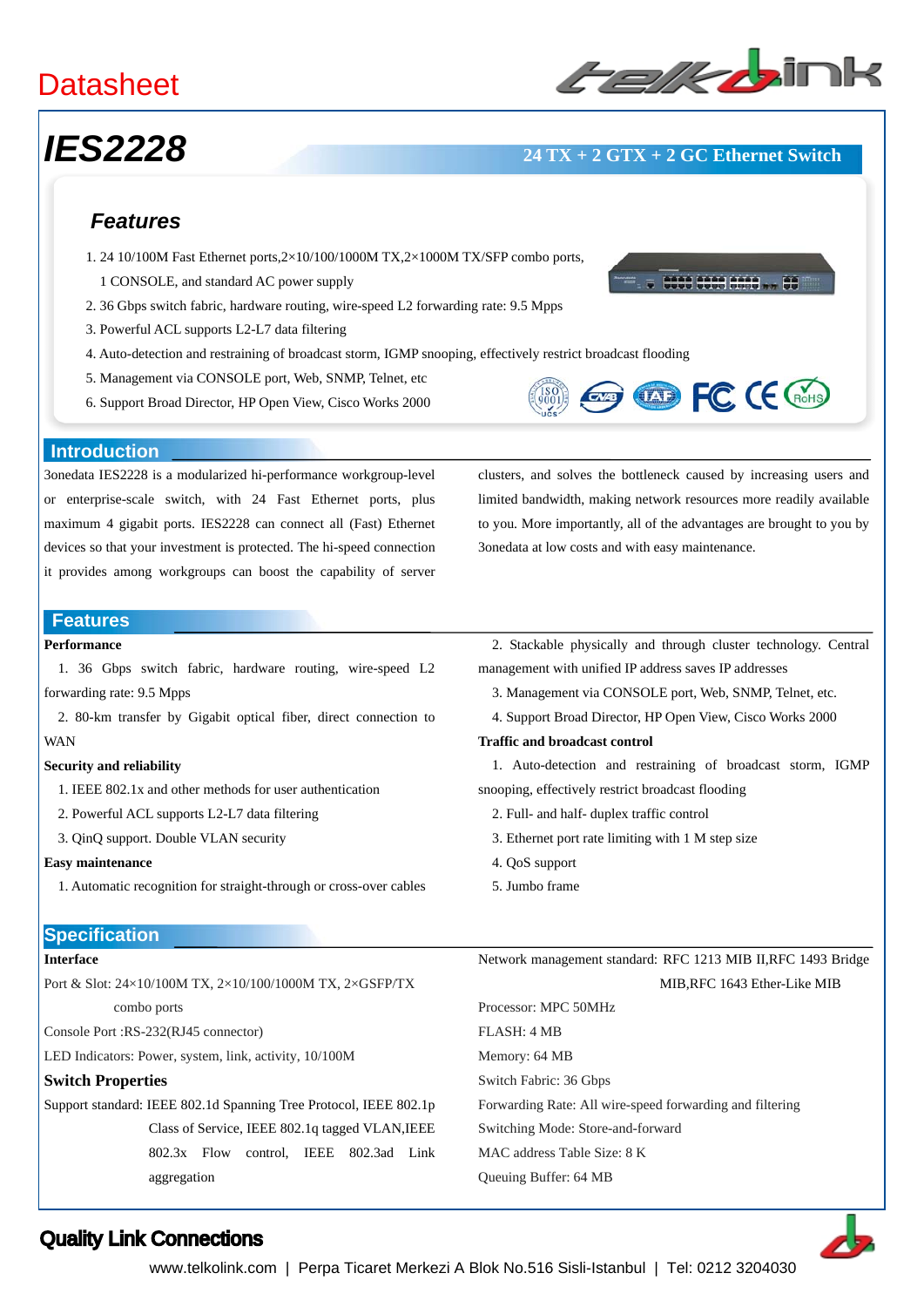Datasheet

# IES2228

**24 TX + 2 GTX + 2 GC Ethernet Switch**

## Features

1. 24 10/100M Fast Ethernet ports,2×10/100/1000M TX,2×1000M TX/SFP combo ports, 1 CONSOLE, and standard AC power supply
2. 36 Gbps switch fabric, hardware routing, wire-speed L2 forwarding rate: 9.5 Mpps
3. Powerful ACL supports L2-L7 data filtering
4. Auto-detection and restraining of broadcast storm, IGMP snooping, effectively restrict broadcast flooding
5. Management via CONSOLE port, Web, SNMP, Telnet, etc
6. Support Broad Director, HP Open View, Cisco Works 2000

## Introduction

3onedata IES2228 is a modularized hi-performance workgroup-level or enterprise-scale switch, with 24 Fast Ethernet ports, plus maximum 4 gigabit ports. IES2228 can connect all (Fast) Ethernet devices so that your investment is protected. The hi-speed connection it provides among workgroups can boost the capability of server clusters, and solves the bottleneck caused by increasing users and limited bandwidth, making network resources more readily available to you. More importantly, all of the advantages are brought to you by 3onedata at low costs and with easy maintenance.

## Features

**Performance**

1. 36 Gbps switch fabric, hardware routing, wire-speed L2 forwarding rate: 9.5 Mpps
2. 80-km transfer by Gigabit optical fiber, direct connection to WAN

**Security and reliability**

1. IEEE 802.1x and other methods for user authentication
2. Powerful ACL supports L2-L7 data filtering
3. QinQ support. Double VLAN security

**Easy maintenance**

1. Automatic recognition for straight-through or cross-over cables
2. Stackable physically and through cluster technology. Central management with unified IP address saves IP addresses
3. Management via CONSOLE port, Web, SNMP, Telnet, etc.
4. Support Broad Director, HP Open View, Cisco Works 2000

**Traffic and broadcast control**

1. Auto-detection and restraining of broadcast storm, IGMP snooping, effectively restrict broadcast flooding
2. Full- and half- duplex traffic control
3. Ethernet port rate limiting with 1 M step size
4. QoS support
5. Jumbo frame

## Specification

**Interface**

Port & Slot: 24×10/100M TX, 2×10/100/1000M TX, 2×GSFP/TX combo ports

Console Port :RS-232(RJ45 connector)

LED Indicators: Power, system, link, activity, 10/100M

**Switch Properties**

Support standard: IEEE 802.1d Spanning Tree Protocol, IEEE 802.1p Class of Service, IEEE 802.1q tagged VLAN,IEEE 802.3x Flow control, IEEE 802.3ad Link aggregation

Network management standard: RFC 1213 MIB II,RFC 1493 Bridge MIB,RFC 1643 Ether-Like MIB

Processor: MPC 50MHz

FLASH: 4 MB

Memory: 64 MB

Switch Fabric: 36 Gbps

Forwarding Rate: All wire-speed forwarding and filtering

Switching Mode: Store-and-forward

MAC address Table Size: 8 K

Queuing Buffer: 64 MB

Quality Link Connections

www.telkolink.com | Perpa Ticaret Merkezi A Blok No.516 Sisli-Istanbul | Tel: 0212 3204030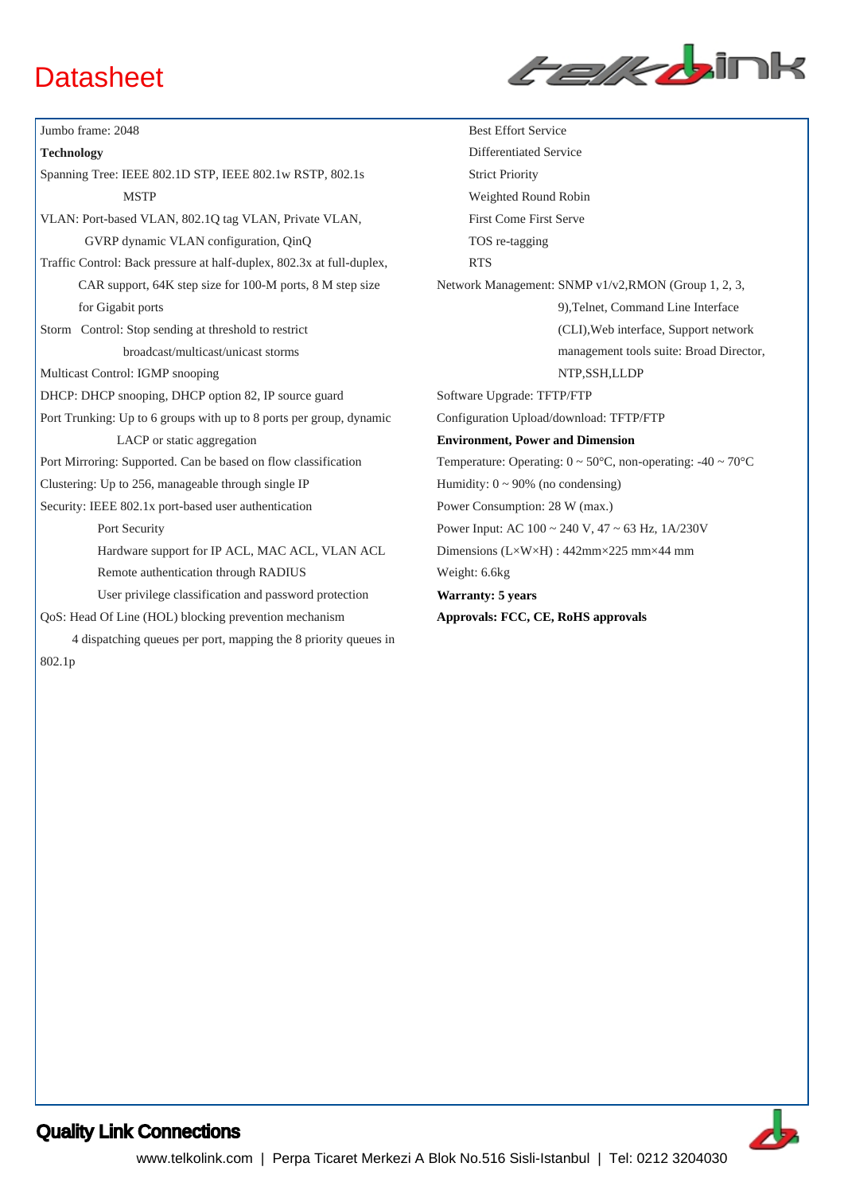# Datasheet

Jumbo frame: 2048

**Technology**

Spanning Tree: IEEE 802.1D STP, IEEE 802.1w RSTP, 802.1s MSTP

VLAN: Port-based VLAN, 802.1Q tag VLAN, Private VLAN, GVRP dynamic VLAN configuration, QinQ

Traffic Control: Back pressure at half-duplex, 802.3x at full-duplex, CAR support, 64K step size for 100-M ports, 8 M step size for Gigabit ports

Storm Control: Stop sending at threshold to restrict broadcast/multicast/unicast storms

Multicast Control: IGMP snooping

DHCP: DHCP snooping, DHCP option 82, IP source guard

Port Trunking: Up to 6 groups with up to 8 ports per group, dynamic LACP or static aggregation

Port Mirroring: Supported. Can be based on flow classification

Clustering: Up to 256, manageable through single IP

Security: IEEE 802.1x port-based user authentication

Port Security

Hardware support for IP ACL, MAC ACL, VLAN ACL

Remote authentication through RADIUS

User privilege classification and password protection

QoS: Head Of Line (HOL) blocking prevention mechanism

4 dispatching queues per port, mapping the 8 priority queues in 802.1p

Best Effort Service

Differentiated Service

Strict Priority

Weighted Round Robin

First Come First Serve

TOS re-tagging

RTS

Network Management: SNMP v1/v2,RMON (Group 1, 2, 3, 9),Telnet, Command Line Interface (CLI),Web interface, Support network management tools suite: Broad Director, NTP,SSH,LLDP

Software Upgrade: TFTP/FTP

Configuration Upload/download: TFTP/FTP

**Environment, Power and Dimension**

Temperature: Operating: 0 ~ 50°C, non-operating: -40 ~ 70°C

Humidity: 0 ~ 90% (no condensing)

Power Consumption: 28 W (max.)

Power Input: AC 100 ~ 240 V, 47 ~ 63 Hz, 1A/230V

Dimensions (L×W×H) : 442mm×225 mm×44 mm

Weight: 6.6kg

**Warranty: 5 years**

**Approvals: FCC, CE, RoHS approvals**

**Quality Link Connections**

www.telkolink.com | Perpa Ticaret Merkezi A Blok No.516 Sisli-Istanbul | Tel: 0212 3204030